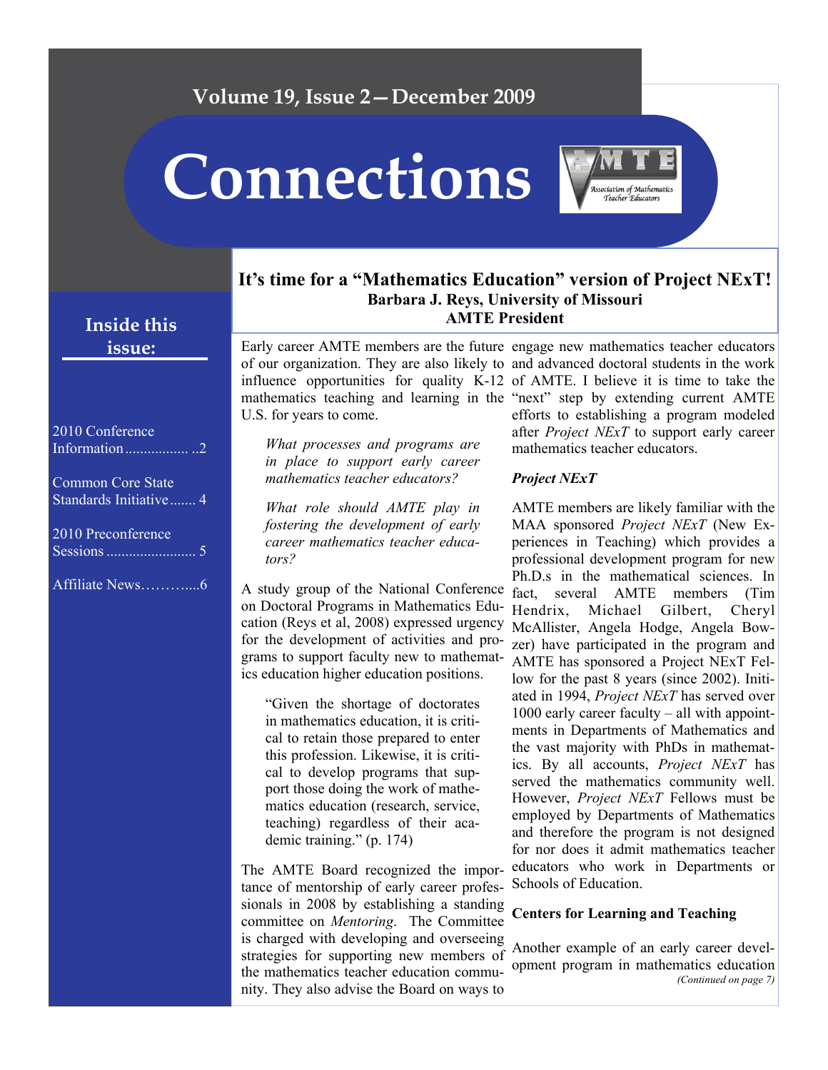# Connections

## Inside this issue:

- 2010 Conference Information ..2
- Common Core State Standards Initiative 4
- 2010 Preconference Sessions 5
- Affiliate News 6

## It's time for a "Mathematics Education" version of Project NExT!

**Barbara J. Reys, University of Missouri**
**AMTE President**

Early career AMTE members are the future of our organization. They are also likely to influence opportunities for quality K-12 mathematics teaching and learning in the U.S. for years to come.

> *What processes and programs are in place to support early career mathematics teacher educators?*
>
> *What role should AMTE play in fostering the development of early career mathematics teacher educators?*

A study group of the National Conference on Doctoral Programs in Mathematics Education (Reys et al, 2008) expressed urgency for the development of activities and programs to support faculty new to mathematics education higher education positions.

> "Given the shortage of doctorates in mathematics education, it is critical to retain those prepared to enter this profession. Likewise, it is critical to develop programs that support those doing the work of mathematics education (research, service, teaching) regardless of their academic training." (p. 174)

The AMTE Board recognized the importance of mentorship of early career professionals in 2008 by establishing a standing committee on *Mentoring*. The Committee is charged with developing and overseeing strategies for supporting new members of the mathematics teacher education community. They also advise the Board on ways to engage new mathematics teacher educators and advanced doctoral students in the work of AMTE. I believe it is time to take the "next" step by extending current AMTE efforts to establishing a program modeled after *Project NExT* to support early career mathematics teacher educators.

### *Project NExT*

AMTE members are likely familiar with the MAA sponsored *Project NExT* (New Experiences in Teaching) which provides a professional development program for new Ph.D.s in the mathematical sciences. In fact, several AMTE members (Tim Hendrix, Michael Gilbert, Cheryl McAllister, Angela Hodge, Angela Bowzer) have participated in the program and AMTE has sponsored a Project NExT Fellow for the past 8 years (since 2002). Initiated in 1994, *Project NExT* has served over 1000 early career faculty – all with appointments in Departments of Mathematics and the vast majority with PhDs in mathematics. By all accounts, *Project NExT* has served the mathematics community well. However, *Project NExT* Fellows must be employed by Departments of Mathematics and therefore the program is not designed for nor does it admit mathematics teacher educators who work in Departments or Schools of Education.

### Centers for Learning and Teaching

Another example of an early career development program in mathematics education

*(Continued on page 7)*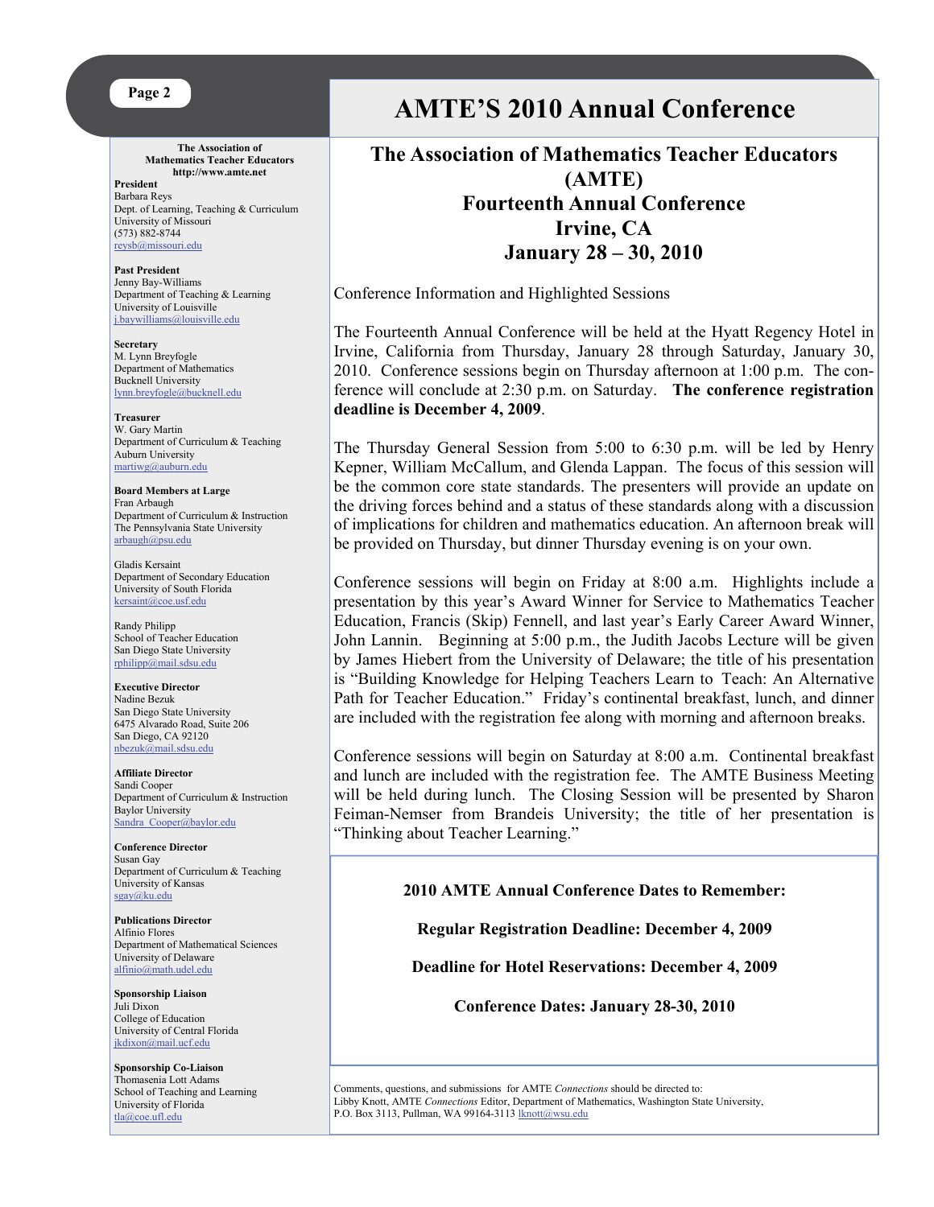# AMTE'S 2010 Annual Conference

## The Association of Mathematics Teacher Educators (AMTE) Fourteenth Annual Conference Irvine, CA January 28 – 30, 2010

Conference Information and Highlighted Sessions

The Fourteenth Annual Conference will be held at the Hyatt Regency Hotel in Irvine, California from Thursday, January 28 through Saturday, January 30, 2010. Conference sessions begin on Thursday afternoon at 1:00 p.m. The conference will conclude at 2:30 p.m. on Saturday. **The conference registration deadline is December 4, 2009**.

The Thursday General Session from 5:00 to 6:30 p.m. will be led by Henry Kepner, William McCallum, and Glenda Lappan. The focus of this session will be the common core state standards. The presenters will provide an update on the driving forces behind and a status of these standards along with a discussion of implications for children and mathematics education. An afternoon break will be provided on Thursday, but dinner Thursday evening is on your own.

Conference sessions will begin on Friday at 8:00 a.m. Highlights include a presentation by this year's Award Winner for Service to Mathematics Teacher Education, Francis (Skip) Fennell, and last year's Early Career Award Winner, John Lannin. Beginning at 5:00 p.m., the Judith Jacobs Lecture will be given by James Hiebert from the University of Delaware; the title of his presentation is "Building Knowledge for Helping Teachers Learn to Teach: An Alternative Path for Teacher Education." Friday's continental breakfast, lunch, and dinner are included with the registration fee along with morning and afternoon breaks.

Conference sessions will begin on Saturday at 8:00 a.m. Continental breakfast and lunch are included with the registration fee. The AMTE Business Meeting will be held during lunch. The Closing Session will be presented by Sharon Feiman-Nemser from Brandeis University; the title of her presentation is "Thinking about Teacher Learning."

**2010 AMTE Annual Conference Dates to Remember:**

**Regular Registration Deadline: December 4, 2009**

**Deadline for Hotel Reservations: December 4, 2009**

**Conference Dates: January 28-30, 2010**

Comments, questions, and submissions for AMTE *Connections* should be directed to:
Libby Knott, AMTE *Connections* Editor, Department of Mathematics, Washington State University, P.O. Box 3113, Pullman, WA 99164-3113 lknott@wsu.edu

---

**The Association of Mathematics Teacher Educators**
**http://www.amte.net**

**President**
Barbara Reys
Dept. of Learning, Teaching & Curriculum
University of Missouri
(573) 882-8744
reysb@missouri.edu

**Past President**
Jenny Bay-Williams
Department of Teaching & Learning
University of Louisville
j.baywilliams@louisville.edu

**Secretary**
M. Lynn Breyfogle
Department of Mathematics
Bucknell University
lynn.breyfogle@bucknell.edu

**Treasurer**
W. Gary Martin
Department of Curriculum & Teaching
Auburn University
martiwg@auburn.edu

**Board Members at Large**
Fran Arbaugh
Department of Curriculum & Instruction
The Pennsylvania State University
arbaugh@psu.edu

Gladis Kersaint
Department of Secondary Education
University of South Florida
kersaint@coe.usf.edu

Randy Philipp
School of Teacher Education
San Diego State University
rphilipp@mail.sdsu.edu

**Executive Director**
Nadine Bezuk
San Diego State University
6475 Alvarado Road, Suite 206
San Diego, CA 92120
nbezuk@mail.sdsu.edu

**Affiliate Director**
Sandi Cooper
Department of Curriculum & Instruction
Baylor University
Sandra_Cooper@baylor.edu

**Conference Director**
Susan Gay
Department of Curriculum & Teaching
University of Kansas
sgay@ku.edu

**Publications Director**
Alfinio Flores
Department of Mathematical Sciences
University of Delaware
alfinio@math.udel.edu

**Sponsorship Liaison**
Juli Dixon
College of Education
University of Central Florida
jkdixon@mail.ucf.edu

**Sponsorship Co-Liaison**
Thomasenia Lott Adams
School of Teaching and Learning
University of Florida
tla@coe.ufl.edu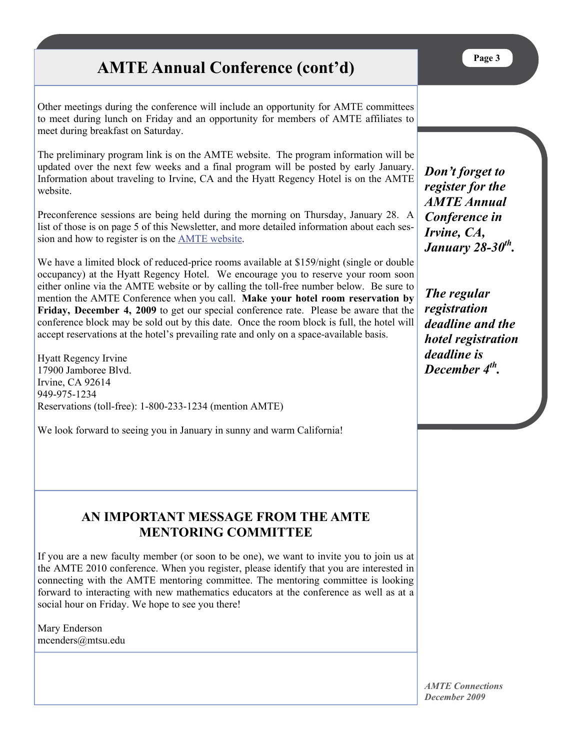# AMTE Annual Conference (cont'd)

Other meetings during the conference will include an opportunity for AMTE committees to meet during lunch on Friday and an opportunity for members of AMTE affiliates to meet during breakfast on Saturday.

The preliminary program link is on the AMTE website. The program information will be updated over the next few weeks and a final program will be posted by early January. Information about traveling to Irvine, CA and the Hyatt Regency Hotel is on the AMTE website.

Preconference sessions are being held during the morning on Thursday, January 28. A list of those is on page 5 of this Newsletter, and more detailed information about each session and how to register is on the AMTE website.

We have a limited block of reduced-price rooms available at $159/night (single or double occupancy) at the Hyatt Regency Hotel. We encourage you to reserve your room soon either online via the AMTE website or by calling the toll-free number below. Be sure to mention the AMTE Conference when you call. **Make your hotel room reservation by Friday, December 4, 2009** to get our special conference rate. Please be aware that the conference block may be sold out by this date. Once the room block is full, the hotel will accept reservations at the hotel's prevailing rate and only on a space-available basis.

Hyatt Regency Irvine
17900 Jamboree Blvd.
Irvine, CA 92614
949-975-1234
Reservations (toll-free): 1-800-233-1234 (mention AMTE)

We look forward to seeing you in January in sunny and warm California!

***Don't forget to register for the AMTE Annual Conference in Irvine, CA, January 28-30th.***

***The regular registration deadline and the hotel registration deadline is December 4th.***

## AN IMPORTANT MESSAGE FROM THE AMTE MENTORING COMMITTEE

If you are a new faculty member (or soon to be one), we want to invite you to join us at the AMTE 2010 conference. When you register, please identify that you are interested in connecting with the AMTE mentoring committee. The mentoring committee is looking forward to interacting with new mathematics educators at the conference as well as at a social hour on Friday. We hope to see you there!

Mary Enderson
mcenders@mtsu.edu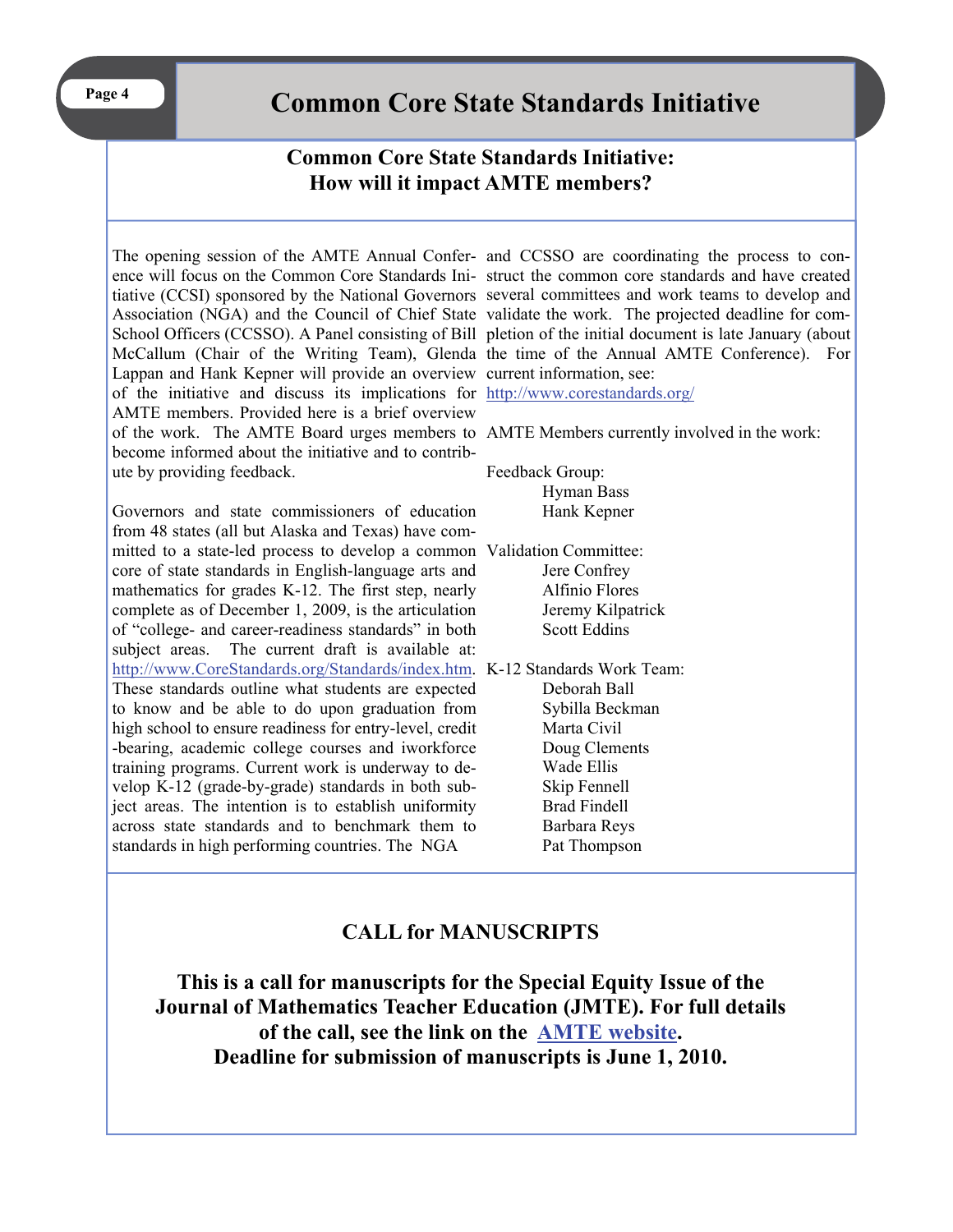# Common Core State Standards Initiative

## Common Core State Standards Initiative: How will it impact AMTE members?

The opening session of the AMTE Annual Conference will focus on the Common Core Standards Initiative (CCSI) sponsored by the National Governors Association (NGA) and the Council of Chief State School Officers (CCSSO). A Panel consisting of Bill McCallum (Chair of the Writing Team), Glenda Lappan and Hank Kepner will provide an overview of the initiative and discuss its implications for AMTE members. Provided here is a brief overview of the work. The AMTE Board urges members to become informed about the initiative and to contribute by providing feedback.

Governors and state commissioners of education from 48 states (all but Alaska and Texas) have committed to a state-led process to develop a common core of state standards in English-language arts and mathematics for grades K-12. The first step, nearly complete as of December 1, 2009, is the articulation of "college- and career-readiness standards" in both subject areas. The current draft is available at: http://www.CoreStandards.org/Standards/index.htm. These standards outline what students are expected to know and be able to do upon graduation from high school to ensure readiness for entry-level, credit-bearing, academic college courses and iworkforce training programs. Current work is underway to develop K-12 (grade-by-grade) standards in both subject areas. The intention is to establish uniformity across state standards and to benchmark them to standards in high performing countries. The NGA and CCSSO are coordinating the process to construct the common core standards and have created several committees and work teams to develop and validate the work. The projected deadline for completion of the initial document is late January (about the time of the Annual AMTE Conference). For current information, see: http://www.corestandards.org/

AMTE Members currently involved in the work:

Feedback Group:
- Hyman Bass
- Hank Kepner

Validation Committee:
- Jere Confrey
- Alfinio Flores
- Jeremy Kilpatrick
- Scott Eddins

K-12 Standards Work Team:
- Deborah Ball
- Sybilla Beckman
- Marta Civil
- Doug Clements
- Wade Ellis
- Skip Fennell
- Brad Findell
- Barbara Reys
- Pat Thompson

## CALL for MANUSCRIPTS

**This is a call for manuscripts for the Special Equity Issue of the Journal of Mathematics Teacher Education (JMTE). For full details of the call, see the link on the AMTE website.**

**Deadline for submission of manuscripts is June 1, 2010.**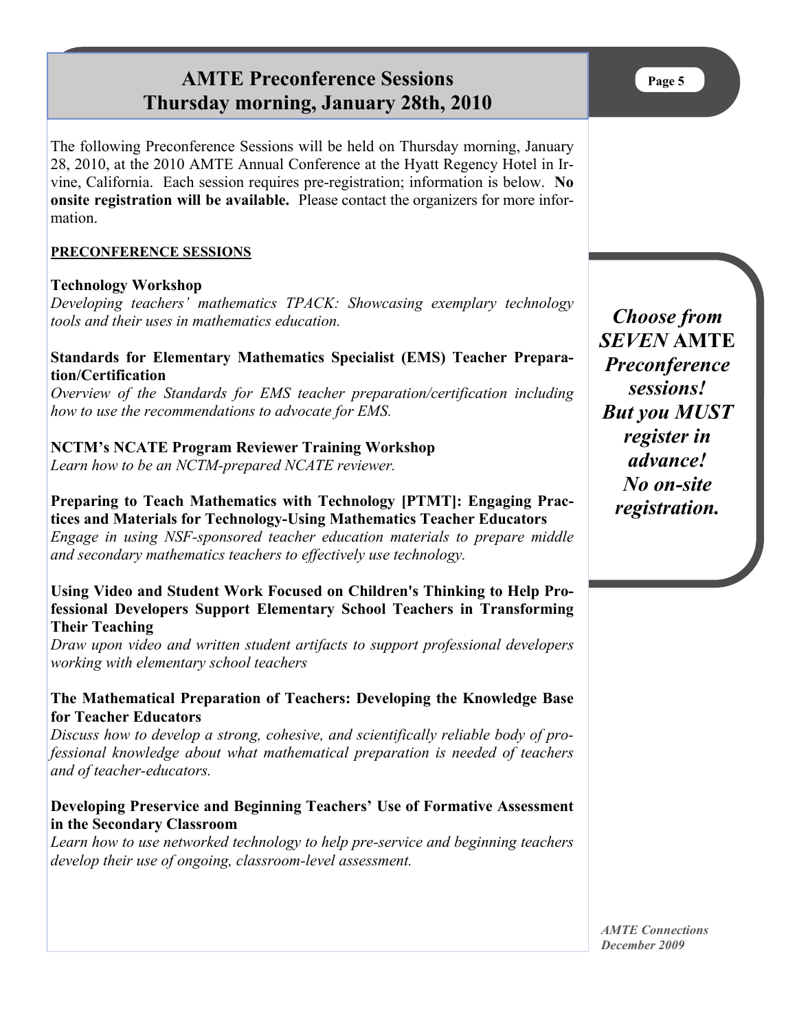# AMTE Preconference Sessions
# Thursday morning, January 28th, 2010

The following Preconference Sessions will be held on Thursday morning, January 28, 2010, at the 2010 AMTE Annual Conference at the Hyatt Regency Hotel in Irvine, California. Each session requires pre-registration; information is below. **No onsite registration will be available.** Please contact the organizers for more information.

***Choose from SEVEN AMTE Preconference sessions! But you MUST register in advance! No on-site registration.***

## PRECONFERENCE SESSIONS

**Technology Workshop**
*Developing teachers' mathematics TPACK: Showcasing exemplary technology tools and their uses in mathematics education.*

**Standards for Elementary Mathematics Specialist (EMS) Teacher Preparation/Certification**
*Overview of the Standards for EMS teacher preparation/certification including how to use the recommendations to advocate for EMS.*

**NCTM's NCATE Program Reviewer Training Workshop**
*Learn how to be an NCTM-prepared NCATE reviewer.*

**Preparing to Teach Mathematics with Technology [PTMT]: Engaging Practices and Materials for Technology-Using Mathematics Teacher Educators**
*Engage in using NSF-sponsored teacher education materials to prepare middle and secondary mathematics teachers to effectively use technology.*

**Using Video and Student Work Focused on Children's Thinking to Help Professional Developers Support Elementary School Teachers in Transforming Their Teaching**
*Draw upon video and written student artifacts to support professional developers working with elementary school teachers*

**The Mathematical Preparation of Teachers: Developing the Knowledge Base for Teacher Educators**
*Discuss how to develop a strong, cohesive, and scientifically reliable body of professional knowledge about what mathematical preparation is needed of teachers and of teacher-educators.*

**Developing Preservice and Beginning Teachers' Use of Formative Assessment in the Secondary Classroom**
*Learn how to use networked technology to help pre-service and beginning teachers develop their use of ongoing, classroom-level assessment.*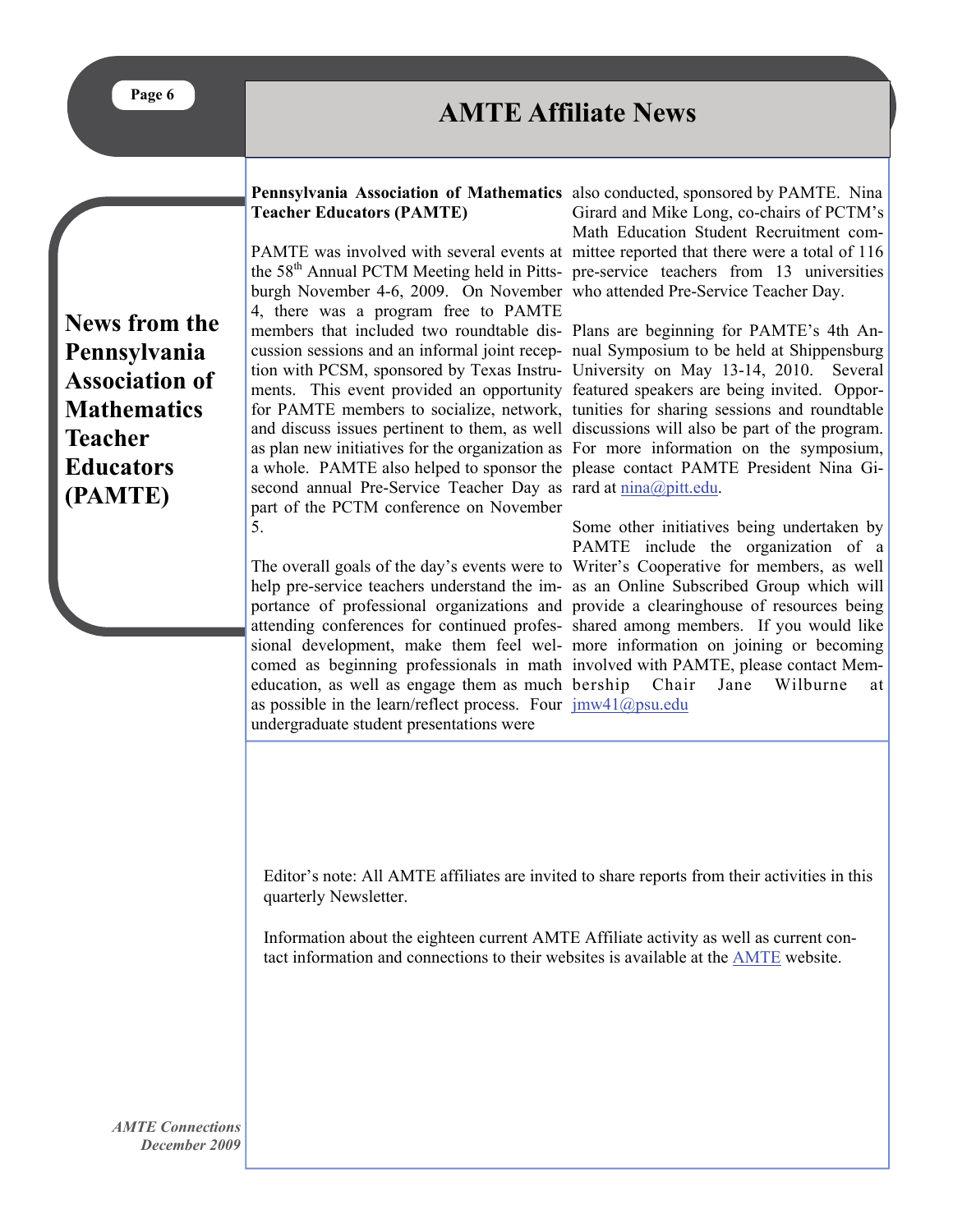# AMTE Affiliate News

## News from the Pennsylvania Association of Mathematics Teacher Educators (PAMTE)

**Pennsylvania Association of Mathematics Teacher Educators (PAMTE)**

PAMTE was involved with several events at the 58th Annual PCTM Meeting held in Pittsburgh November 4-6, 2009. On November 4, there was a program free to PAMTE members that included two roundtable discussion sessions and an informal joint reception with PCSM, sponsored by Texas Instruments. This event provided an opportunity for PAMTE members to socialize, network, and discuss issues pertinent to them, as well as plan new initiatives for the organization as a whole. PAMTE also helped to sponsor the second annual Pre-Service Teacher Day as part of the PCTM conference on November 5.

The overall goals of the day's events were to help pre-service teachers understand the importance of professional organizations and attending conferences for continued professional development, make them feel welcomed as beginning professionals in math education, as well as engage them as much as possible in the learn/reflect process. Four undergraduate student presentations were also conducted, sponsored by PAMTE. Nina Girard and Mike Long, co-chairs of PCTM's Math Education Student Recruitment committee reported that there were a total of 116 pre-service teachers from 13 universities who attended Pre-Service Teacher Day.

Plans are beginning for PAMTE's 4th Annual Symposium to be held at Shippensburg University on May 13-14, 2010. Several featured speakers are being invited. Opportunities for sharing sessions and roundtable discussions will also be part of the program. For more information on the symposium, please contact PAMTE President Nina Girard at nina@pitt.edu.

Some other initiatives being undertaken by PAMTE include the organization of a Writer's Cooperative for members, as well as an Online Subscribed Group which will provide a clearinghouse of resources being shared among members. If you would like more information on joining or becoming involved with PAMTE, please contact Membership Chair Jane Wilburne at jmw41@psu.edu

Editor's note: All AMTE affiliates are invited to share reports from their activities in this quarterly Newsletter.

Information about the eighteen current AMTE Affiliate activity as well as current contact information and connections to their websites is available at the AMTE website.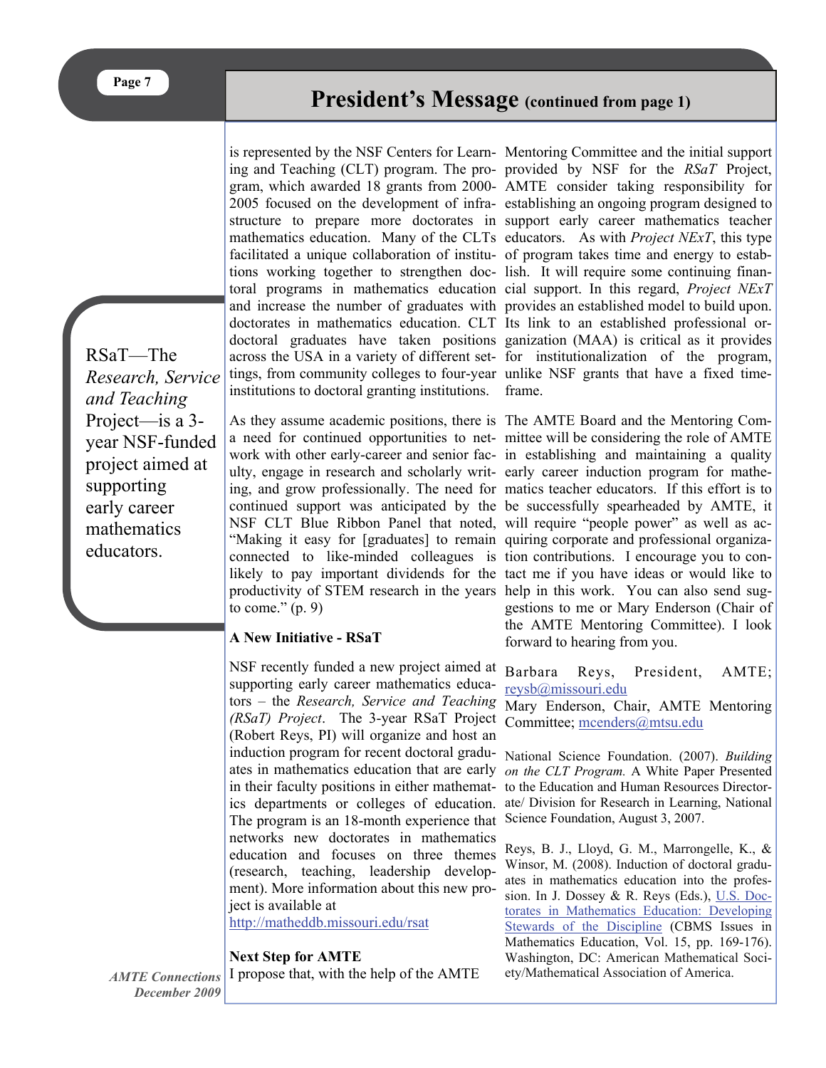## President's Message (continued from page 1)

is represented by the NSF Centers for Learning and Teaching (CLT) program. The program, which awarded 18 grants from 2000-2005 focused on the development of infrastructure to prepare more doctorates in mathematics education. Many of the CLTs facilitated a unique collaboration of institutions working together to strengthen doctoral programs in mathematics education and increase the number of graduates with doctorates in mathematics education. CLT doctoral graduates have taken positions across the USA in a variety of different settings, from community colleges to four-year institutions to doctoral granting institutions.

As they assume academic positions, there is a need for continued opportunities to network with other early-career and senior faculty, engage in research and scholarly writing, and grow professionally. The need for continued support was anticipated by the NSF CLT Blue Ribbon Panel that noted, "Making it easy for [graduates] to remain connected to like-minded colleagues is likely to pay important dividends for the productivity of STEM research in the years to come." (p. 9)

RSaT—The *Research, Service and Teaching* Project—is a 3-year NSF-funded project aimed at supporting early career mathematics educators.

**A New Initiative - RSaT**

NSF recently funded a new project aimed at supporting early career mathematics educators – the *Research, Service and Teaching (RSaT) Project*. The 3-year RSaT Project (Robert Reys, PI) will organize and host an induction program for recent doctoral graduates in mathematics education that are early in their faculty positions in either mathematics departments or colleges of education. The program is an 18-month experience that networks new doctorates in mathematics education and focuses on three themes (research, teaching, leadership development). More information about this new project is available at http://matheddb.missouri.edu/rsat

**Next Step for AMTE**

I propose that, with the help of the AMTE Mentoring Committee and the initial support provided by NSF for the *RSaT* Project, AMTE consider taking responsibility for establishing an ongoing program designed to support early career mathematics teacher educators. As with *Project NExT*, this type of program takes time and energy to establish. It will require some continuing financial support. In this regard, *Project NExT* provides an established model to build upon. Its link to an established professional organization (MAA) is critical as it provides for institutionalization of the program, unlike NSF grants that have a fixed timeframe.

The AMTE Board and the Mentoring Committee will be considering the role of AMTE in establishing and maintaining a quality early career induction program for mathematics teacher educators. If this effort is to be successfully spearheaded by AMTE, it will require "people power" as well as acquiring corporate and professional organization contributions. I encourage you to contact me if you have ideas or would like to help in this work. You can also send suggestions to me or Mary Enderson (Chair of the AMTE Mentoring Committee). I look forward to hearing from you.

Barbara Reys, President, AMTE; reysb@missouri.edu

Mary Enderson, Chair, AMTE Mentoring Committee; mcenders@mtsu.edu

National Science Foundation. (2007). *Building on the CLT Program.* A White Paper Presented to the Education and Human Resources Directorate/ Division for Research in Learning, National Science Foundation, August 3, 2007.

Reys, B. J., Lloyd, G. M., Marrongelle, K., & Winsor, M. (2008). Induction of doctoral graduates in mathematics education into the profession. In J. Dossey & R. Reys (Eds.), U.S. Doctorates in Mathematics Education: Developing Stewards of the Discipline (CBMS Issues in Mathematics Education, Vol. 15, pp. 169-176). Washington, DC: American Mathematical Society/Mathematical Association of America.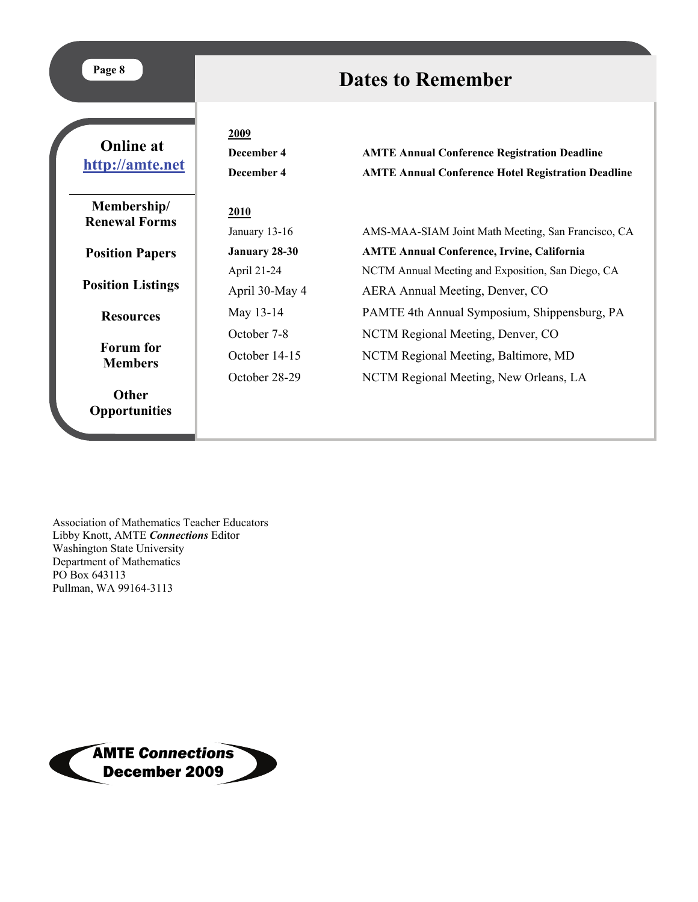# Dates to Remember

**Online at http://amte.net**

**Membership/ Renewal Forms**

**Position Papers**

**Position Listings**

**Resources**

**Forum for Members**

**Other Opportunities**

| | |
|---|---|
| **2009** | |
| **December 4** | **AMTE Annual Conference Registration Deadline** |
| **December 4** | **AMTE Annual Conference Hotel Registration Deadline** |
| **2010** | |
| January 13-16 | AMS-MAA-SIAM Joint Math Meeting, San Francisco, CA |
| **January 28-30** | **AMTE Annual Conference, Irvine, California** |
| April 21-24 | NCTM Annual Meeting and Exposition, San Diego, CA |
| April 30-May 4 | AERA Annual Meeting, Denver, CO |
| May 13-14 | PAMTE 4th Annual Symposium, Shippensburg, PA |
| October 7-8 | NCTM Regional Meeting, Denver, CO |
| October 14-15 | NCTM Regional Meeting, Baltimore, MD |
| October 28-29 | NCTM Regional Meeting, New Orleans, LA |

Association of Mathematics Teacher Educators
Libby Knott, AMTE ***Connections*** Editor
Washington State University
Department of Mathematics
PO Box 643113
Pullman, WA 99164-3113

**AMTE *Connections***
**December 2009**